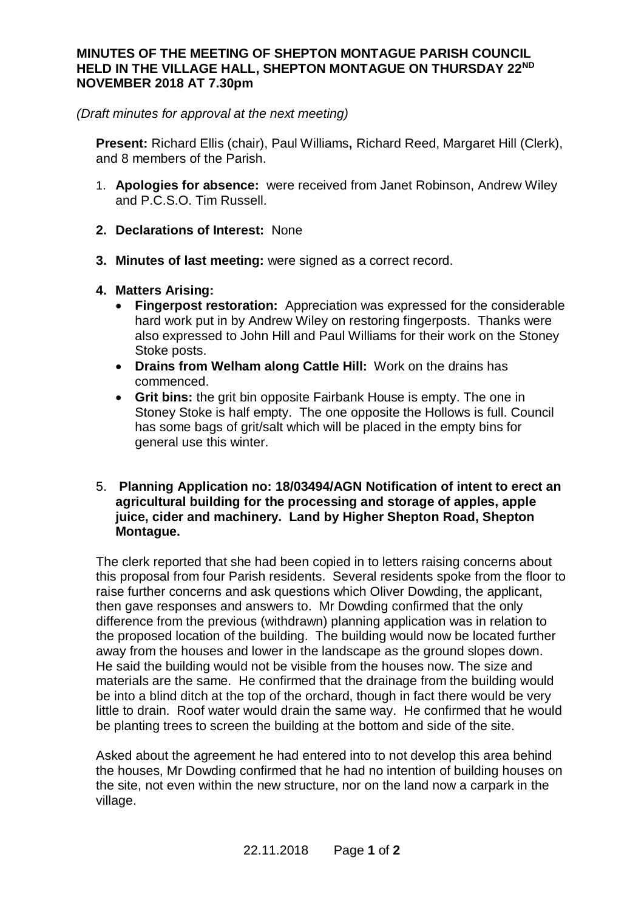**MINUTES OF THE MEETING OF SHEPTON MONTAGUE PARISH COUNCIL HELD IN THE VILLAGE HALL, SHEPTON MONTAGUE ON THURSDAY 22ND NOVEMBER 2018 AT 7.30pm**

*(Draft minutes for approval at the next meeting)*

**Present:** Richard Ellis (chair), Paul Williams**,** Richard Reed, Margaret Hill (Clerk), and 8 members of the Parish.

1. **Apologies for absence:** were received from Janet Robinson, Andrew Wiley and P.C.S.O. Tim Russell.

2. **Declarations of Interest:** None

3. **Minutes of last meeting:** were signed as a correct record.

4. **Matters Arising:**
   - **Fingerpost restoration:** Appreciation was expressed for the considerable hard work put in by Andrew Wiley on restoring fingerposts. Thanks were also expressed to John Hill and Paul Williams for their work on the Stoney Stoke posts.
   - **Drains from Welham along Cattle Hill:** Work on the drains has commenced.
   - **Grit bins:** the grit bin opposite Fairbank House is empty. The one in Stoney Stoke is half empty. The one opposite the Hollows is full. Council has some bags of grit/salt which will be placed in the empty bins for general use this winter.

5. **Planning Application no: 18/03494/AGN Notification of intent to erect an agricultural building for the processing and storage of apples, apple juice, cider and machinery. Land by Higher Shepton Road, Shepton Montague.**

The clerk reported that she had been copied in to letters raising concerns about this proposal from four Parish residents. Several residents spoke from the floor to raise further concerns and ask questions which Oliver Dowding, the applicant, then gave responses and answers to. Mr Dowding confirmed that the only difference from the previous (withdrawn) planning application was in relation to the proposed location of the building. The building would now be located further away from the houses and lower in the landscape as the ground slopes down. He said the building would not be visible from the houses now. The size and materials are the same. He confirmed that the drainage from the building would be into a blind ditch at the top of the orchard, though in fact there would be very little to drain. Roof water would drain the same way. He confirmed that he would be planting trees to screen the building at the bottom and side of the site.

Asked about the agreement he had entered into to not develop this area behind the houses, Mr Dowding confirmed that he had no intention of building houses on the site, not even within the new structure, nor on the land now a carpark in the village.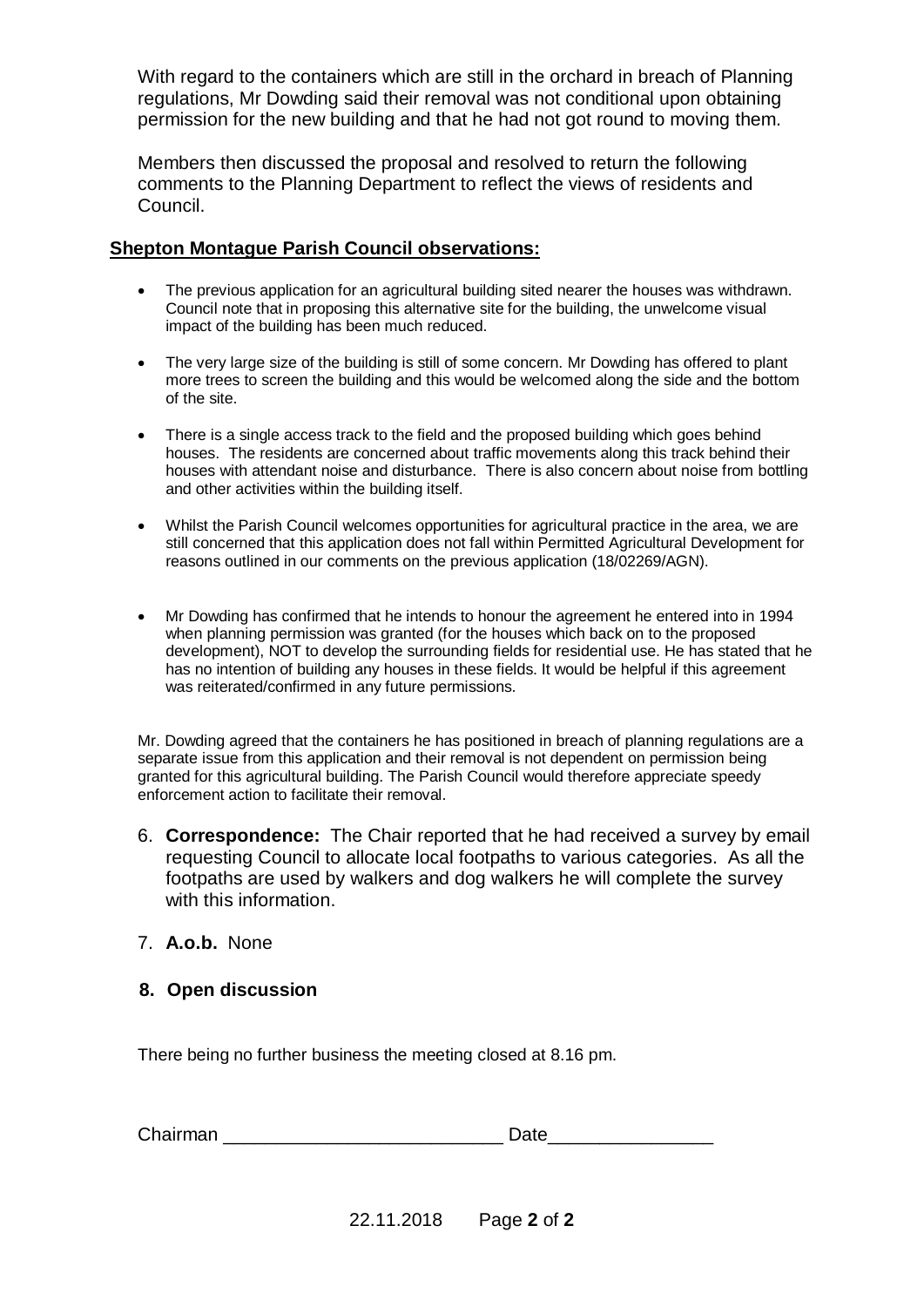With regard to the containers which are still in the orchard in breach of Planning regulations, Mr Dowding said their removal was not conditional upon obtaining permission for the new building and that he had not got round to moving them.

Members then discussed the proposal and resolved to return the following comments to the Planning Department to reflect the views of residents and Council.

**Shepton Montague Parish Council observations:**

- The previous application for an agricultural building sited nearer the houses was withdrawn. Council note that in proposing this alternative site for the building, the unwelcome visual impact of the building has been much reduced.
- The very large size of the building is still of some concern. Mr Dowding has offered to plant more trees to screen the building and this would be welcomed along the side and the bottom of the site.
- There is a single access track to the field and the proposed building which goes behind houses. The residents are concerned about traffic movements along this track behind their houses with attendant noise and disturbance. There is also concern about noise from bottling and other activities within the building itself.
- Whilst the Parish Council welcomes opportunities for agricultural practice in the area, we are still concerned that this application does not fall within Permitted Agricultural Development for reasons outlined in our comments on the previous application (18/02269/AGN).
- Mr Dowding has confirmed that he intends to honour the agreement he entered into in 1994 when planning permission was granted (for the houses which back on to the proposed development), NOT to develop the surrounding fields for residential use. He has stated that he has no intention of building any houses in these fields. It would be helpful if this agreement was reiterated/confirmed in any future permissions.

Mr. Dowding agreed that the containers he has positioned in breach of planning regulations are a separate issue from this application and their removal is not dependent on permission being granted for this agricultural building. The Parish Council would therefore appreciate speedy enforcement action to facilitate their removal.

6. **Correspondence:** The Chair reported that he had received a survey by email requesting Council to allocate local footpaths to various categories. As all the footpaths are used by walkers and dog walkers he will complete the survey with this information.

7. **A.o.b.** None

8. **Open discussion**

There being no further business the meeting closed at 8.16 pm.

Chairman ___________________________ Date________________

22.11.2018